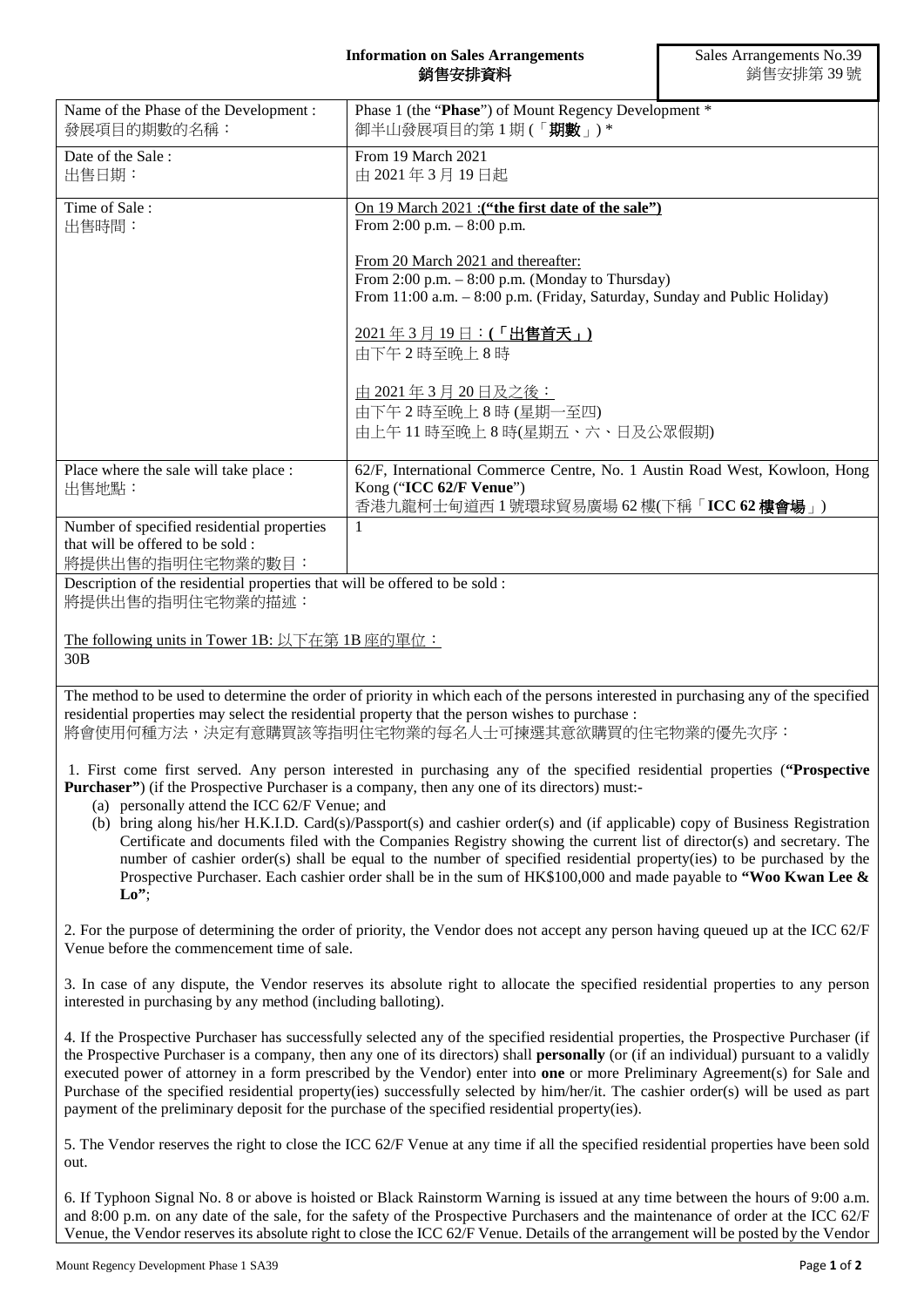**Information on Sales Arrangements**
**銷售安排資料**

Sales Arrangements No.39
銷售安排第 39 號

| | |
|---|---|
| Name of the Phase of the Development :<br>發展項目的期數的名稱： | Phase 1 (the "**Phase**") of Mount Regency Development *<br>御半山發展項目的第 1 期 (「**期數**」) * |
| Date of the Sale :<br>出售日期： | From 19 March 2021<br>由 2021 年 3 月 19 日起 |
| Time of Sale :<br>出售時間： | On 19 March 2021 :**("the first date of the sale")**<br>From 2:00 p.m. – 8:00 p.m.<br><br>From 20 March 2021 and thereafter:<br>From 2:00 p.m. – 8:00 p.m. (Monday to Thursday)<br>From 11:00 a.m. – 8:00 p.m. (Friday, Saturday, Sunday and Public Holiday)<br><br>2021 年 3 月 19 日：**(「出售首天」)**<br>由下午 2 時至晚上 8 時<br><br>由 2021 年 3 月 20 日及之後：<br>由下午 2 時至晚上 8 時 (星期一至四)<br>由上午 11 時至晚上 8 時(星期五、六、日及公眾假期) |
| Place where the sale will take place :<br>出售地點： | 62/F, International Commerce Centre, No. 1 Austin Road West, Kowloon, Hong Kong ("**ICC 62/F Venue**")<br>香港九龍柯士甸道西 1 號環球貿易廣場 62 樓(下稱「**ICC 62 樓會場**」) |
| Number of specified residential properties that will be offered to be sold :<br>將提供出售的指明住宅物業的數目： | 1 |

Description of the residential properties that will be offered to be sold :
將提供出售的指明住宅物業的描述：

The following units in Tower 1B: 以下在第 1B 座的單位：
30B

The method to be used to determine the order of priority in which each of the persons interested in purchasing any of the specified residential properties may select the residential property that the person wishes to purchase :
將會使用何種方法，決定有意購買該等指明住宅物業的每名人士可揀選其意欲購買的住宅物業的優先次序：

1. First come first served. Any person interested in purchasing any of the specified residential properties (**"Prospective Purchaser"**) (if the Prospective Purchaser is a company, then any one of its directors) must:-
   (a) personally attend the ICC 62/F Venue; and
   (b) bring along his/her H.K.I.D. Card(s)/Passport(s) and cashier order(s) and (if applicable) copy of Business Registration Certificate and documents filed with the Companies Registry showing the current list of director(s) and secretary. The number of cashier order(s) shall be equal to the number of specified residential property(ies) to be purchased by the Prospective Purchaser. Each cashier order shall be in the sum of HK$100,000 and made payable to **"Woo Kwan Lee & Lo"**;

2. For the purpose of determining the order of priority, the Vendor does not accept any person having queued up at the ICC 62/F Venue before the commencement time of sale.

3. In case of any dispute, the Vendor reserves its absolute right to allocate the specified residential properties to any person interested in purchasing by any method (including balloting).

4. If the Prospective Purchaser has successfully selected any of the specified residential properties, the Prospective Purchaser (if the Prospective Purchaser is a company, then any one of its directors) shall **personally** (or (if an individual) pursuant to a validly executed power of attorney in a form prescribed by the Vendor) enter into **one** or more Preliminary Agreement(s) for Sale and Purchase of the specified residential property(ies) successfully selected by him/her/it. The cashier order(s) will be used as part payment of the preliminary deposit for the purchase of the specified residential property(ies).

5. The Vendor reserves the right to close the ICC 62/F Venue at any time if all the specified residential properties have been sold out.

6. If Typhoon Signal No. 8 or above is hoisted or Black Rainstorm Warning is issued at any time between the hours of 9:00 a.m. and 8:00 p.m. on any date of the sale, for the safety of the Prospective Purchasers and the maintenance of order at the ICC 62/F Venue, the Vendor reserves its absolute right to close the ICC 62/F Venue. Details of the arrangement will be posted by the Vendor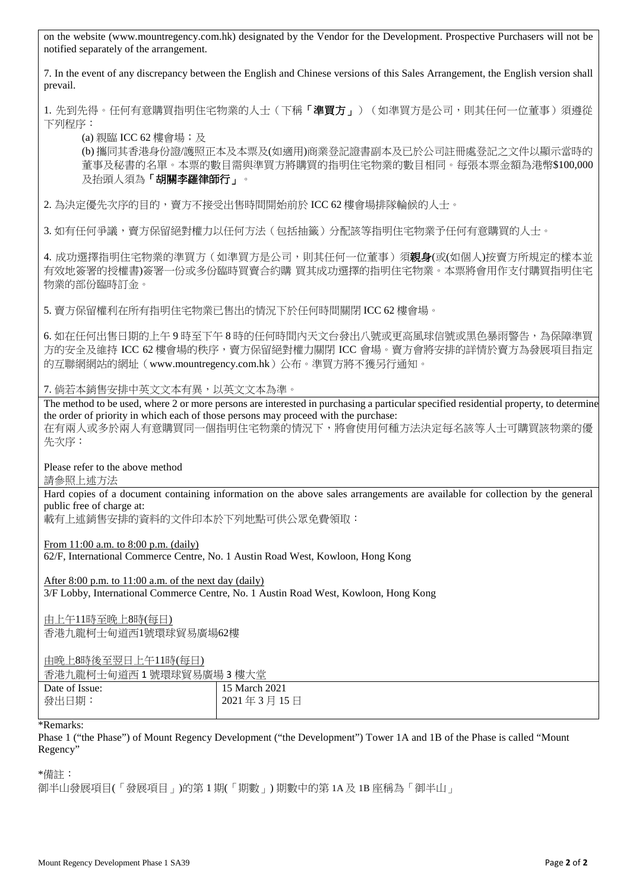on the website (www.mountregency.com.hk) designated by the Vendor for the Development. Prospective Purchasers will not be notified separately of the arrangement.

7. In the event of any discrepancy between the English and Chinese versions of this Sales Arrangement, the English version shall prevail.

1. 先到先得。任何有意購買指明住宅物業的人士（下稱**「準買方」**）（如準買方是公司，則其任何一位董事）須遵從下列程序：

(a) 親臨 ICC 62 樓會場；及

(b) 攜同其香港身份證/護照正本及本票及(如適用)商業登記證書副本及已於公司註冊處登記之文件以顯示當時的董事及秘書的名單。本票的數目需與準買方將購買的指明住宅物業的數目相同。每張本票金額為港幣$100,000及抬頭人須為**「胡關李羅律師行」**。

2. 為決定優先次序的目的，賣方不接受出售時間開始前於 ICC 62 樓會場排隊輪候的人士。

3. 如有任何爭議，賣方保留絕對權力以任何方法（包括抽籤）分配該等指明住宅物業予任何有意購買的人士。

4. 成功選擇指明住宅物業的準買方（如準買方是公司，則其任何一位董事）須**親身**(或(如個人)按賣方所規定的樣本並有效地簽署的授權書)簽署一份或多份臨時買賣合約購 買其成功選擇的指明住宅物業。本票將會用作支付購買指明住宅物業的部份臨時訂金。

5. 賣方保留權利在所有指明住宅物業已售出的情況下於任何時間關閉 ICC 62 樓會場。

6. 如在任何出售日期的上午 9 時至下午 8 時的任何時間內天文台發出八號或更高風球信號或黑色暴雨警告，為保障準買方的安全及維持 ICC 62 樓會場的秩序，賣方保留絕對權力關閉 ICC 會場。賣方會將安排的詳情於賣方為發展項目指定的互聯網網站的網址（www.mountregency.com.hk）公布。準買方將不獲另行通知。

7. 倘若本銷售安排中英文文本有異，以英文文本為準。

The method to be used, where 2 or more persons are interested in purchasing a particular specified residential property, to determine the order of priority in which each of those persons may proceed with the purchase:

在有兩人或多於兩人有意購買同一個指明住宅物業的情況下，將會使用何種方法決定每名該等人士可購買該物業的優先次序：

Please refer to the above method

請參照上述方法

Hard copies of a document containing information on the above sales arrangements are available for collection by the general public free of charge at:

載有上述銷售安排的資料的文件印本於下列地點可供公眾免費領取：

From 11:00 a.m. to 8:00 p.m. (daily)

62/F, International Commerce Centre, No. 1 Austin Road West, Kowloon, Hong Kong

After 8:00 p.m. to 11:00 a.m. of the next day (daily)

3/F Lobby, International Commerce Centre, No. 1 Austin Road West, Kowloon, Hong Kong

由上午11時至晚上8時(每日)

香港九龍柯士甸道西1號環球貿易廣場62樓

由晚上8時後至翌日上午11時(每日)

香港九龍柯士甸道西 1 號環球貿易廣場 3 樓大堂

| | |
|---|---|
| Date of Issue:<br>發出日期： | 15 March 2021<br>2021 年 3 月 15 日 |

*Remarks:

Phase 1 ("the Phase") of Mount Regency Development ("the Development") Tower 1A and 1B of the Phase is called "Mount Regency"

*備註：

御半山發展項目(「發展項目」)的第 1 期(「期數」) 期數中的第 1A 及 1B 座稱為「御半山」